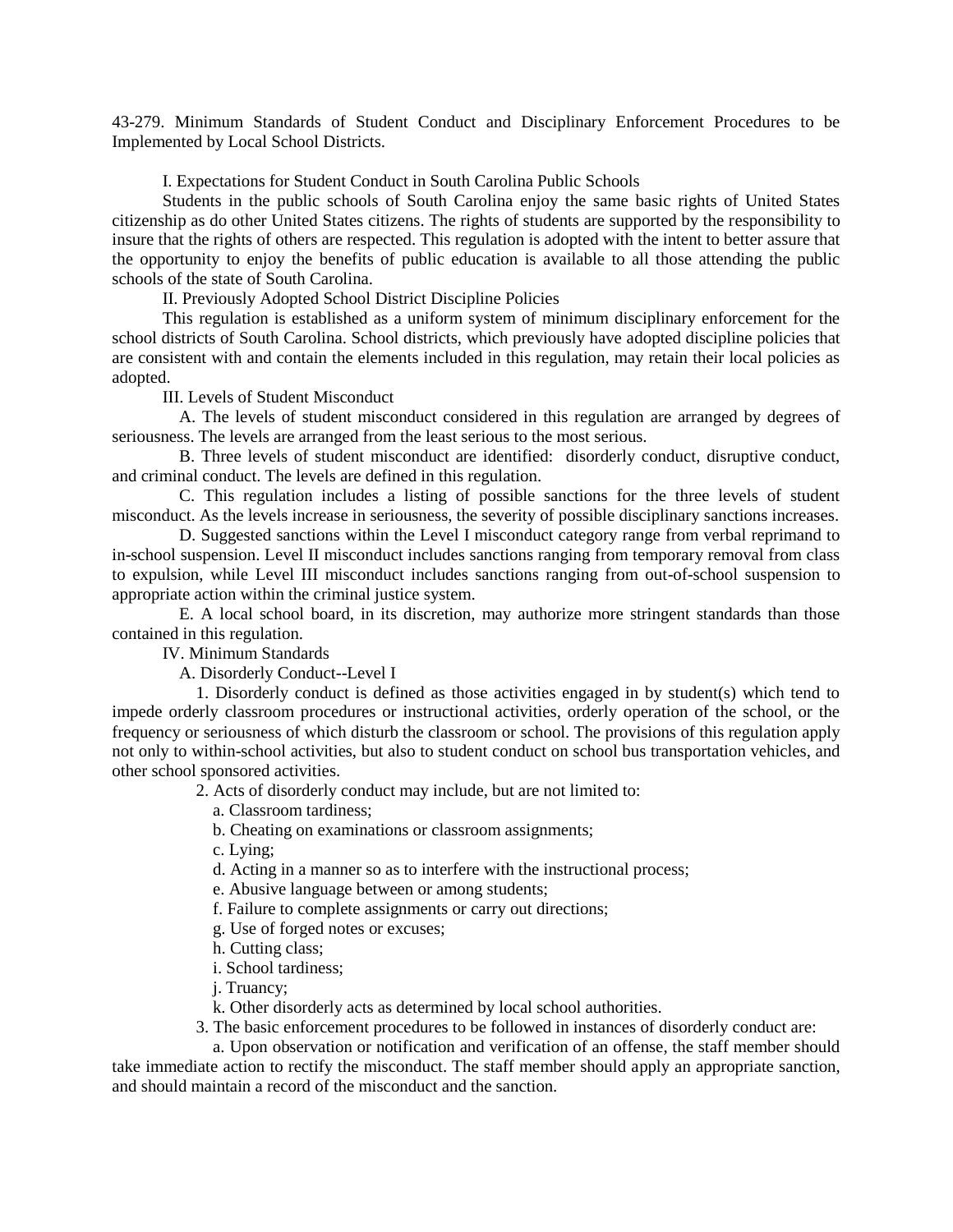43-279. Minimum Standards of Student Conduct and Disciplinary Enforcement Procedures to be Implemented by Local School Districts.

I. Expectations for Student Conduct in South Carolina Public Schools

Students in the public schools of South Carolina enjoy the same basic rights of United States citizenship as do other United States citizens. The rights of students are supported by the responsibility to insure that the rights of others are respected. This regulation is adopted with the intent to better assure that the opportunity to enjoy the benefits of public education is available to all those attending the public schools of the state of South Carolina.

II. Previously Adopted School District Discipline Policies

This regulation is established as a uniform system of minimum disciplinary enforcement for the school districts of South Carolina. School districts, which previously have adopted discipline policies that are consistent with and contain the elements included in this regulation, may retain their local policies as adopted.

III. Levels of Student Misconduct

A. The levels of student misconduct considered in this regulation are arranged by degrees of seriousness. The levels are arranged from the least serious to the most serious.

B. Three levels of student misconduct are identified: disorderly conduct, disruptive conduct, and criminal conduct. The levels are defined in this regulation.

C. This regulation includes a listing of possible sanctions for the three levels of student misconduct. As the levels increase in seriousness, the severity of possible disciplinary sanctions increases.

D. Suggested sanctions within the Level I misconduct category range from verbal reprimand to in-school suspension. Level II misconduct includes sanctions ranging from temporary removal from class to expulsion, while Level III misconduct includes sanctions ranging from out-of-school suspension to appropriate action within the criminal justice system.

E. A local school board, in its discretion, may authorize more stringent standards than those contained in this regulation.

IV. Minimum Standards

A. Disorderly Conduct--Level I

1. Disorderly conduct is defined as those activities engaged in by student(s) which tend to impede orderly classroom procedures or instructional activities, orderly operation of the school, or the frequency or seriousness of which disturb the classroom or school. The provisions of this regulation apply not only to within-school activities, but also to student conduct on school bus transportation vehicles, and other school sponsored activities.

2. Acts of disorderly conduct may include, but are not limited to:

a. Classroom tardiness;

b. Cheating on examinations or classroom assignments;

c. Lying;

d. Acting in a manner so as to interfere with the instructional process;

e. Abusive language between or among students;

f. Failure to complete assignments or carry out directions;

g. Use of forged notes or excuses;

h. Cutting class;

i. School tardiness;

j. Truancy;

k. Other disorderly acts as determined by local school authorities.

3. The basic enforcement procedures to be followed in instances of disorderly conduct are:

a. Upon observation or notification and verification of an offense, the staff member should take immediate action to rectify the misconduct. The staff member should apply an appropriate sanction, and should maintain a record of the misconduct and the sanction.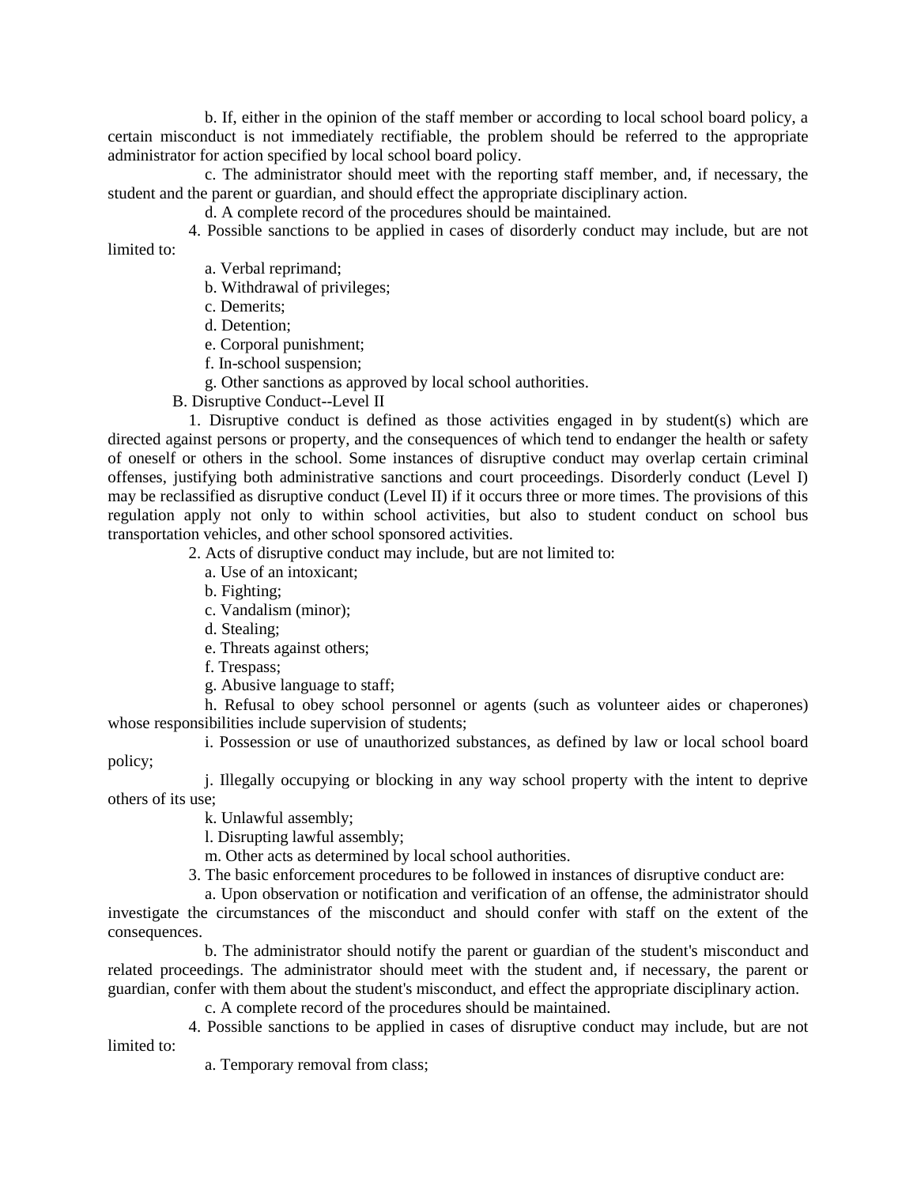b. If, either in the opinion of the staff member or according to local school board policy, a certain misconduct is not immediately rectifiable, the problem should be referred to the appropriate administrator for action specified by local school board policy.

c. The administrator should meet with the reporting staff member, and, if necessary, the student and the parent or guardian, and should effect the appropriate disciplinary action.

d. A complete record of the procedures should be maintained.

4. Possible sanctions to be applied in cases of disorderly conduct may include, but are not limited to:

a. Verbal reprimand;

b. Withdrawal of privileges;

c. Demerits;

d. Detention;

e. Corporal punishment;

f. In-school suspension;

g. Other sanctions as approved by local school authorities.

B. Disruptive Conduct--Level II

1. Disruptive conduct is defined as those activities engaged in by student(s) which are directed against persons or property, and the consequences of which tend to endanger the health or safety of oneself or others in the school. Some instances of disruptive conduct may overlap certain criminal offenses, justifying both administrative sanctions and court proceedings. Disorderly conduct (Level I) may be reclassified as disruptive conduct (Level II) if it occurs three or more times. The provisions of this regulation apply not only to within school activities, but also to student conduct on school bus transportation vehicles, and other school sponsored activities.

2. Acts of disruptive conduct may include, but are not limited to:

a. Use of an intoxicant;

b. Fighting;

c. Vandalism (minor);

d. Stealing;

e. Threats against others;

f. Trespass;

g. Abusive language to staff;

h. Refusal to obey school personnel or agents (such as volunteer aides or chaperones) whose responsibilities include supervision of students;

i. Possession or use of unauthorized substances, as defined by law or local school board policy;

j. Illegally occupying or blocking in any way school property with the intent to deprive others of its use;

k. Unlawful assembly;

l. Disrupting lawful assembly;

m. Other acts as determined by local school authorities.

3. The basic enforcement procedures to be followed in instances of disruptive conduct are:

a. Upon observation or notification and verification of an offense, the administrator should investigate the circumstances of the misconduct and should confer with staff on the extent of the consequences.

b. The administrator should notify the parent or guardian of the student's misconduct and related proceedings. The administrator should meet with the student and, if necessary, the parent or guardian, confer with them about the student's misconduct, and effect the appropriate disciplinary action.

c. A complete record of the procedures should be maintained.

4. Possible sanctions to be applied in cases of disruptive conduct may include, but are not limited to:

a. Temporary removal from class;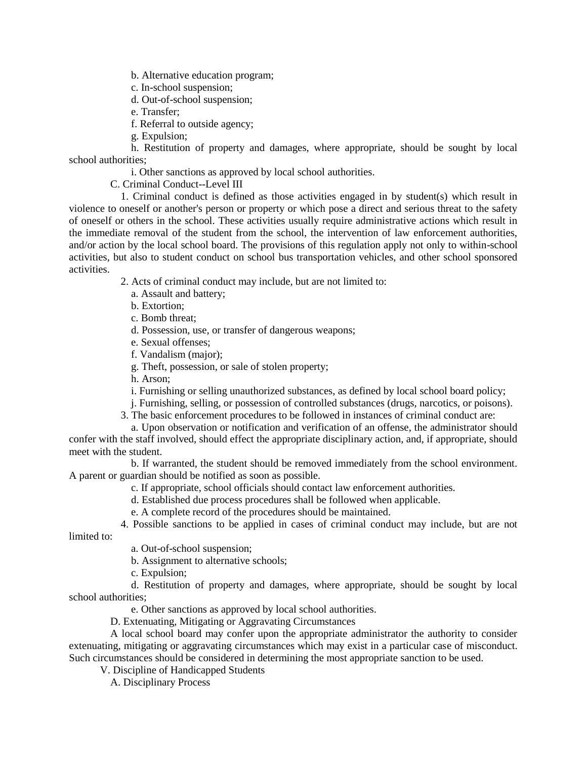b. Alternative education program;

c. In-school suspension;

d. Out-of-school suspension;

e. Transfer;

f. Referral to outside agency;

g. Expulsion;

h. Restitution of property and damages, where appropriate, should be sought by local school authorities;

i. Other sanctions as approved by local school authorities.

C. Criminal Conduct--Level III

1. Criminal conduct is defined as those activities engaged in by student(s) which result in violence to oneself or another's person or property or which pose a direct and serious threat to the safety of oneself or others in the school. These activities usually require administrative actions which result in the immediate removal of the student from the school, the intervention of law enforcement authorities, and/or action by the local school board. The provisions of this regulation apply not only to within-school activities, but also to student conduct on school bus transportation vehicles, and other school sponsored activities.

2. Acts of criminal conduct may include, but are not limited to:

a. Assault and battery;

b. Extortion;

c. Bomb threat;

d. Possession, use, or transfer of dangerous weapons;

e. Sexual offenses;

f. Vandalism (major);

g. Theft, possession, or sale of stolen property;

h. Arson;

i. Furnishing or selling unauthorized substances, as defined by local school board policy;

j. Furnishing, selling, or possession of controlled substances (drugs, narcotics, or poisons).

3. The basic enforcement procedures to be followed in instances of criminal conduct are:

a. Upon observation or notification and verification of an offense, the administrator should confer with the staff involved, should effect the appropriate disciplinary action, and, if appropriate, should meet with the student.

b. If warranted, the student should be removed immediately from the school environment. A parent or guardian should be notified as soon as possible.

c. If appropriate, school officials should contact law enforcement authorities.

d. Established due process procedures shall be followed when applicable.

e. A complete record of the procedures should be maintained.

4. Possible sanctions to be applied in cases of criminal conduct may include, but are not limited to:

a. Out-of-school suspension;

b. Assignment to alternative schools;

c. Expulsion;

d. Restitution of property and damages, where appropriate, should be sought by local school authorities;

e. Other sanctions as approved by local school authorities.

D. Extenuating, Mitigating or Aggravating Circumstances

A local school board may confer upon the appropriate administrator the authority to consider extenuating, mitigating or aggravating circumstances which may exist in a particular case of misconduct. Such circumstances should be considered in determining the most appropriate sanction to be used.

V. Discipline of Handicapped Students

A. Disciplinary Process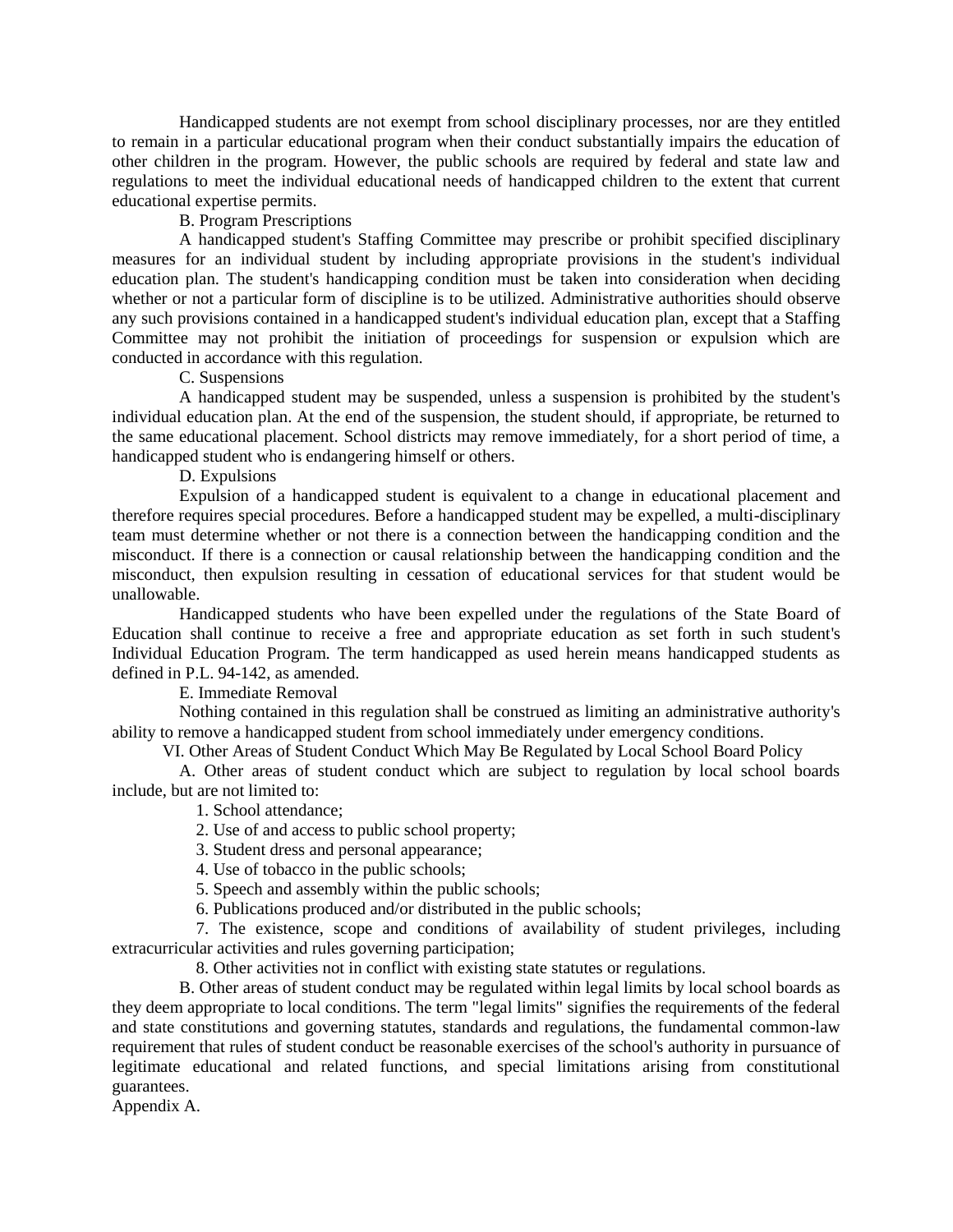Handicapped students are not exempt from school disciplinary processes, nor are they entitled to remain in a particular educational program when their conduct substantially impairs the education of other children in the program. However, the public schools are required by federal and state law and regulations to meet the individual educational needs of handicapped children to the extent that current educational expertise permits.

B. Program Prescriptions

A handicapped student's Staffing Committee may prescribe or prohibit specified disciplinary measures for an individual student by including appropriate provisions in the student's individual education plan. The student's handicapping condition must be taken into consideration when deciding whether or not a particular form of discipline is to be utilized. Administrative authorities should observe any such provisions contained in a handicapped student's individual education plan, except that a Staffing Committee may not prohibit the initiation of proceedings for suspension or expulsion which are conducted in accordance with this regulation.

C. Suspensions

A handicapped student may be suspended, unless a suspension is prohibited by the student's individual education plan. At the end of the suspension, the student should, if appropriate, be returned to the same educational placement. School districts may remove immediately, for a short period of time, a handicapped student who is endangering himself or others.

D. Expulsions

Expulsion of a handicapped student is equivalent to a change in educational placement and therefore requires special procedures. Before a handicapped student may be expelled, a multi-disciplinary team must determine whether or not there is a connection between the handicapping condition and the misconduct. If there is a connection or causal relationship between the handicapping condition and the misconduct, then expulsion resulting in cessation of educational services for that student would be unallowable.

Handicapped students who have been expelled under the regulations of the State Board of Education shall continue to receive a free and appropriate education as set forth in such student's Individual Education Program. The term handicapped as used herein means handicapped students as defined in P.L. 94-142, as amended.

E. Immediate Removal

Nothing contained in this regulation shall be construed as limiting an administrative authority's ability to remove a handicapped student from school immediately under emergency conditions.

VI. Other Areas of Student Conduct Which May Be Regulated by Local School Board Policy

A. Other areas of student conduct which are subject to regulation by local school boards include, but are not limited to:

1. School attendance;
2. Use of and access to public school property;
3. Student dress and personal appearance;
4. Use of tobacco in the public schools;
5. Speech and assembly within the public schools;
6. Publications produced and/or distributed in the public schools;
7. The existence, scope and conditions of availability of student privileges, including extracurricular activities and rules governing participation;
8. Other activities not in conflict with existing state statutes or regulations.

B. Other areas of student conduct may be regulated within legal limits by local school boards as they deem appropriate to local conditions. The term "legal limits" signifies the requirements of the federal and state constitutions and governing statutes, standards and regulations, the fundamental common-law requirement that rules of student conduct be reasonable exercises of the school's authority in pursuance of legitimate educational and related functions, and special limitations arising from constitutional guarantees.

Appendix A.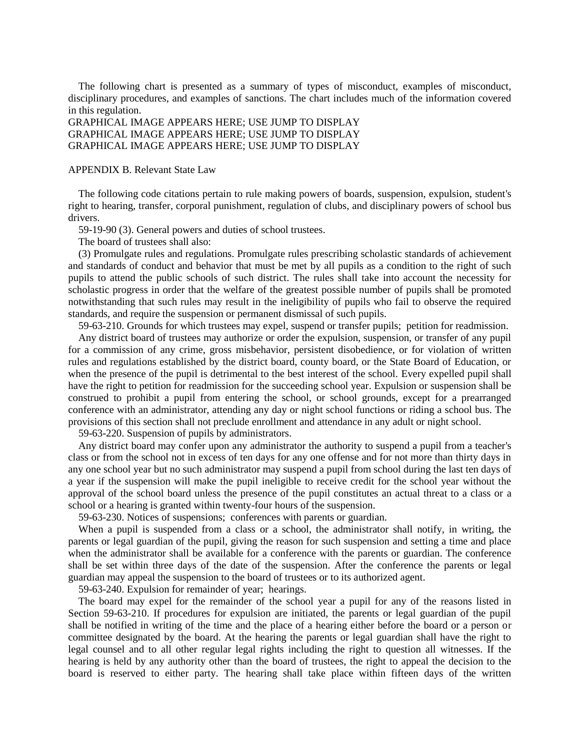The following chart is presented as a summary of types of misconduct, examples of misconduct, disciplinary procedures, and examples of sanctions. The chart includes much of the information covered in this regulation.

GRAPHICAL IMAGE APPEARS HERE; USE JUMP TO DISPLAY
GRAPHICAL IMAGE APPEARS HERE; USE JUMP TO DISPLAY
GRAPHICAL IMAGE APPEARS HERE; USE JUMP TO DISPLAY

APPENDIX B. Relevant State Law

The following code citations pertain to rule making powers of boards, suspension, expulsion, student's right to hearing, transfer, corporal punishment, regulation of clubs, and disciplinary powers of school bus drivers.

59-19-90 (3). General powers and duties of school trustees.

The board of trustees shall also:

(3) Promulgate rules and regulations. Promulgate rules prescribing scholastic standards of achievement and standards of conduct and behavior that must be met by all pupils as a condition to the right of such pupils to attend the public schools of such district. The rules shall take into account the necessity for scholastic progress in order that the welfare of the greatest possible number of pupils shall be promoted notwithstanding that such rules may result in the ineligibility of pupils who fail to observe the required standards, and require the suspension or permanent dismissal of such pupils.

59-63-210. Grounds for which trustees may expel, suspend or transfer pupils; petition for readmission.

Any district board of trustees may authorize or order the expulsion, suspension, or transfer of any pupil for a commission of any crime, gross misbehavior, persistent disobedience, or for violation of written rules and regulations established by the district board, county board, or the State Board of Education, or when the presence of the pupil is detrimental to the best interest of the school. Every expelled pupil shall have the right to petition for readmission for the succeeding school year. Expulsion or suspension shall be construed to prohibit a pupil from entering the school, or school grounds, except for a prearranged conference with an administrator, attending any day or night school functions or riding a school bus. The provisions of this section shall not preclude enrollment and attendance in any adult or night school.

59-63-220. Suspension of pupils by administrators.

Any district board may confer upon any administrator the authority to suspend a pupil from a teacher's class or from the school not in excess of ten days for any one offense and for not more than thirty days in any one school year but no such administrator may suspend a pupil from school during the last ten days of a year if the suspension will make the pupil ineligible to receive credit for the school year without the approval of the school board unless the presence of the pupil constitutes an actual threat to a class or a school or a hearing is granted within twenty-four hours of the suspension.

59-63-230. Notices of suspensions; conferences with parents or guardian.

When a pupil is suspended from a class or a school, the administrator shall notify, in writing, the parents or legal guardian of the pupil, giving the reason for such suspension and setting a time and place when the administrator shall be available for a conference with the parents or guardian. The conference shall be set within three days of the date of the suspension. After the conference the parents or legal guardian may appeal the suspension to the board of trustees or to its authorized agent.

59-63-240. Expulsion for remainder of year; hearings.

The board may expel for the remainder of the school year a pupil for any of the reasons listed in Section 59-63-210. If procedures for expulsion are initiated, the parents or legal guardian of the pupil shall be notified in writing of the time and the place of a hearing either before the board or a person or committee designated by the board. At the hearing the parents or legal guardian shall have the right to legal counsel and to all other regular legal rights including the right to question all witnesses. If the hearing is held by any authority other than the board of trustees, the right to appeal the decision to the board is reserved to either party. The hearing shall take place within fifteen days of the written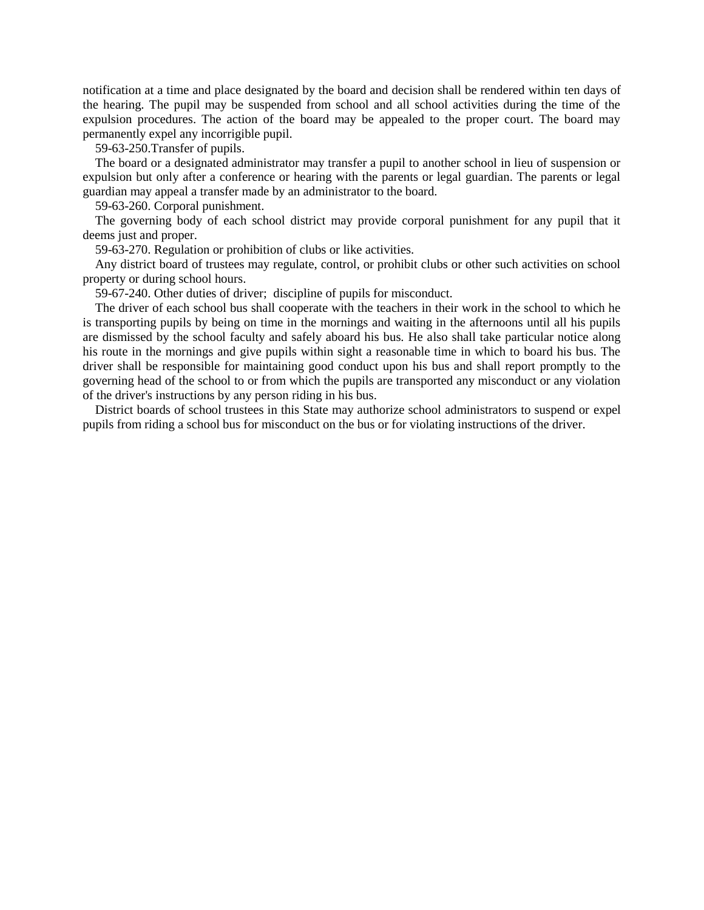notification at a time and place designated by the board and decision shall be rendered within ten days of the hearing. The pupil may be suspended from school and all school activities during the time of the expulsion procedures. The action of the board may be appealed to the proper court. The board may permanently expel any incorrigible pupil.

59-63-250.Transfer of pupils.

The board or a designated administrator may transfer a pupil to another school in lieu of suspension or expulsion but only after a conference or hearing with the parents or legal guardian. The parents or legal guardian may appeal a transfer made by an administrator to the board.

59-63-260. Corporal punishment.

The governing body of each school district may provide corporal punishment for any pupil that it deems just and proper.

59-63-270. Regulation or prohibition of clubs or like activities.

Any district board of trustees may regulate, control, or prohibit clubs or other such activities on school property or during school hours.

59-67-240. Other duties of driver; discipline of pupils for misconduct.

The driver of each school bus shall cooperate with the teachers in their work in the school to which he is transporting pupils by being on time in the mornings and waiting in the afternoons until all his pupils are dismissed by the school faculty and safely aboard his bus. He also shall take particular notice along his route in the mornings and give pupils within sight a reasonable time in which to board his bus. The driver shall be responsible for maintaining good conduct upon his bus and shall report promptly to the governing head of the school to or from which the pupils are transported any misconduct or any violation of the driver's instructions by any person riding in his bus.

District boards of school trustees in this State may authorize school administrators to suspend or expel pupils from riding a school bus for misconduct on the bus or for violating instructions of the driver.